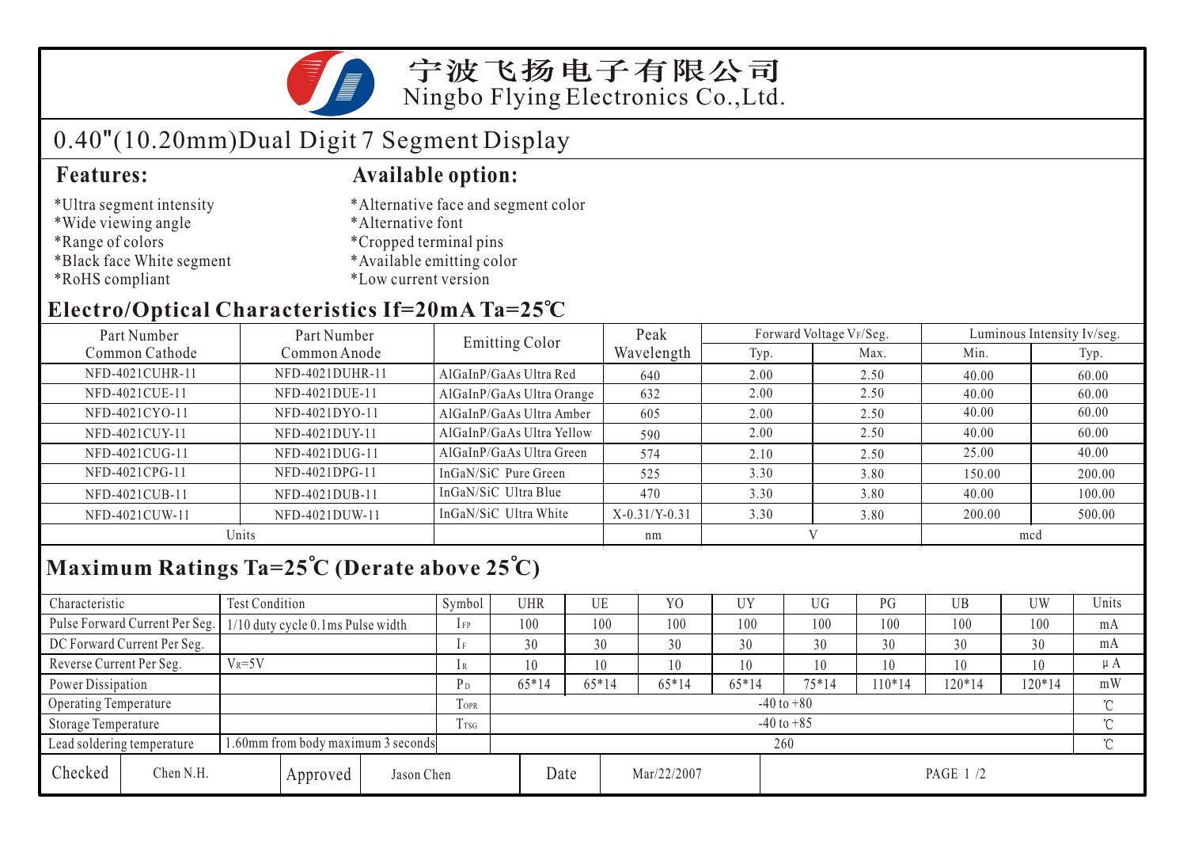# 宁波飞扬电子有限公司
Ningbo Flying Electronics Co.,Ltd.

## 0.40"(10.20mm)Dual Digit 7 Segment Display

### Features:

*Ultra segment intensity
*Wide viewing angle
*Range of colors
*Black face White segment
*RoHS compliant

### Available option:

*Alternative face and segment color
*Alternative font
*Cropped terminal pins
*Available emitting color
*Low current version

## Electro/Optical Characteristics If=20mA Ta=25℃

| Part Number Common Cathode | Part Number Common Anode | Emitting Color | Peak Wavelength | Forward Voltage VF/Seg. | | Luminous Intensity Iv/seg. | |
|---|---|---|---|---|---|---|---|
| | | | | Typ. | Max. | Min. | Typ. |
| NFD-4021CUHR-11 | NFD-4021DUHR-11 | AlGaInP/GaAs Ultra Red | 640 | 2.00 | 2.50 | 40.00 | 60.00 |
| NFD-4021CUE-11 | NFD-4021DUE-11 | AlGaInP/GaAs Ultra Orange | 632 | 2.00 | 2.50 | 40.00 | 60.00 |
| NFD-4021CYO-11 | NFD-4021DYO-11 | AlGaInP/GaAs Ultra Amber | 605 | 2.00 | 2.50 | 40.00 | 60.00 |
| NFD-4021CUY-11 | NFD-4021DUY-11 | AlGaInP/GaAs Ultra Yellow | 590 | 2.00 | 2.50 | 40.00 | 60.00 |
| NFD-4021CUG-11 | NFD-4021DUG-11 | AlGaInP/GaAs Ultra Green | 574 | 2.10 | 2.50 | 25.00 | 40.00 |
| NFD-4021CPG-11 | NFD-4021DPG-11 | InGaN/SiC Pure Green | 525 | 3.30 | 3.80 | 150.00 | 200.00 |
| NFD-4021CUB-11 | NFD-4021DUB-11 | InGaN/SiC Ultra Blue | 470 | 3.30 | 3.80 | 40.00 | 100.00 |
| NFD-4021CUW-11 | NFD-4021DUW-11 | InGaN/SiC Ultra White | X-0.31/Y-0.31 | 3.30 | 3.80 | 200.00 | 500.00 |
| Units | | | nm | V | | mcd | |

## Maximum Ratings Ta=25℃ (Derate above 25℃)

| Characteristic | Test Condition | Symbol | UHR | UE | YO | UY | UG | PG | UB | UW | Units |
|---|---|---|---|---|---|---|---|---|---|---|---|
| Pulse Forward Current Per Seg. | 1/10 duty cycle 0.1ms Pulse width | $I_{FP}$ | 100 | 100 | 100 | 100 | 100 | 100 | 100 | 100 | mA |
| DC Forward Current Per Seg. | | $I_F$ | 30 | 30 | 30 | 30 | 30 | 30 | 30 | 30 | mA |
| Reverse Current Per Seg. | $V_R$=5V | $I_R$ | 10 | 10 | 10 | 10 | 10 | 10 | 10 | 10 | μA |
| Power Dissipation | | $P_D$ | 65*14 | 65*14 | 65*14 | 65*14 | 75*14 | 110*14 | 120*14 | 120*14 | mW |
| Operating Temperature | | $T_{OPR}$ | -40 to +80 | | | | | | | | ℃ |
| Storage Temperature | | $T_{TSG}$ | -40 to +85 | | | | | | | | ℃ |
| Lead soldering temperature | 1.60mm from body maximum 3 seconds | | 260 | | | | | | | | ℃ |

| Checked | Chen N.H. | Approved | Jason Chen | Date | Mar/22/2007 |
|---|---|---|---|---|---|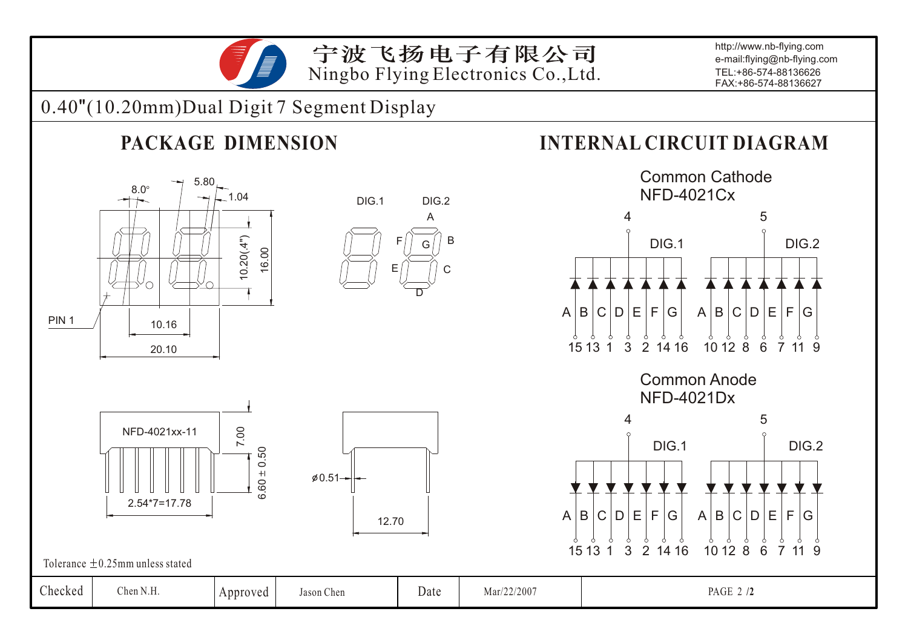宁波飞扬电子有限公司
Ningbo Flying Electronics Co.,Ltd.

http://www.nb-flying.com
e-mail:flying@nb-flying.com
TEL:+86-574-88136626
FAX:+86-574-88136627

# 0.40"(10.20mm)Dual Digit 7 Segment Display

## PACKAGE DIMENSION

8.0°
5.80
1.04
10.20(.4")
16.00
PIN 1
10.16
20.10

DIG.1
DIG.2
A
F
G
B
E
C
D

NFD-4021xx-11
7.00
6.60 ± 0.50
2.54*7=17.78
ø0.51
12.70

Tolerance ±0.25mm unless stated

## INTERNAL CIRCUIT DIAGRAM

Common Cathode
NFD-4021Cx

4
5
DIG.1
DIG.2
A B C D E F G
A B C D E F G
15 13 1 3 2 14 16
10 12 8 6 7 11 9

Common Anode
NFD-4021Dx

4
5
DIG.1
DIG.2
A B C D E F G
A B C D E F G
15 13 1 3 2 14 16
10 12 8 6 7 11 9

| Checked | Chen N.H. | Approved | Jason Chen | Date | Mar/22/2007 | PAGE 2 /2 |
| --- | --- | --- | --- | --- | --- | --- |